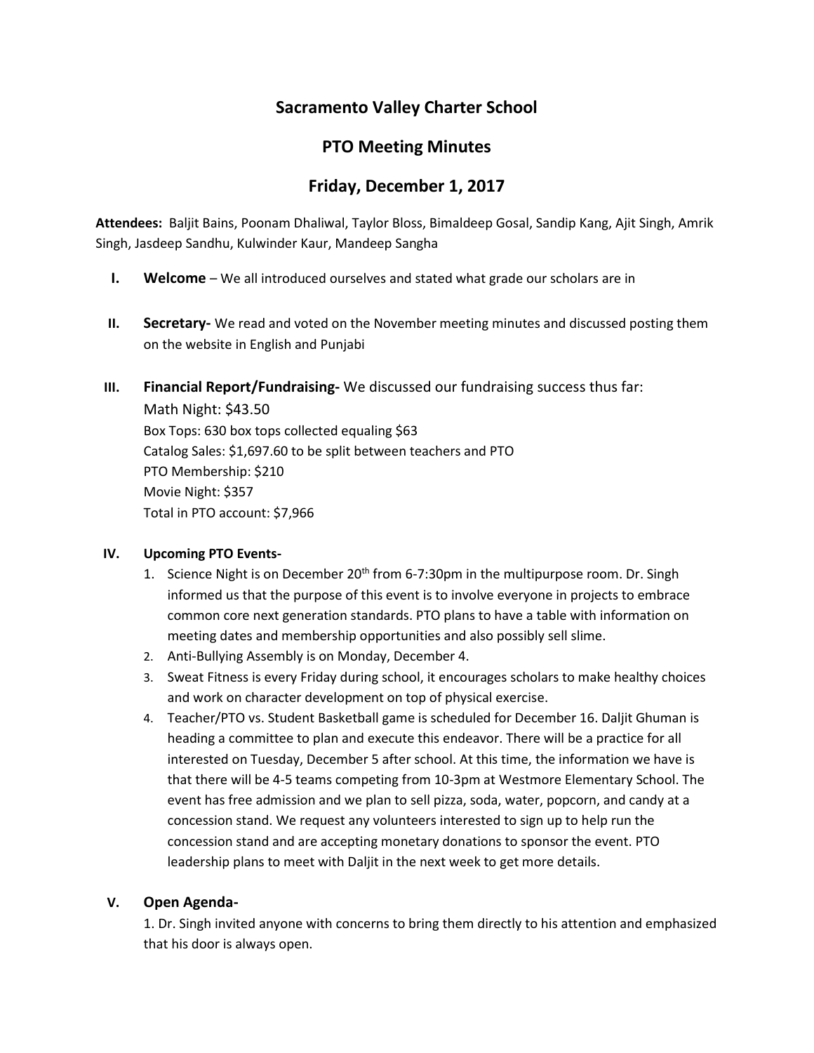# Sacramento Valley Charter School

## PTO Meeting Minutes

## Friday, December 1, 2017

**Attendees:** Baljit Bains, Poonam Dhaliwal, Taylor Bloss, Bimaldeep Gosal, Sandip Kang, Ajit Singh, Amrik Singh, Jasdeep Sandhu, Kulwinder Kaur, Mandeep Sangha

I. **Welcome** – We all introduced ourselves and stated what grade our scholars are in

II. **Secretary-** We read and voted on the November meeting minutes and discussed posting them on the website in English and Punjabi

III. **Financial Report/Fundraising-** We discussed our fundraising success thus far:
Math Night: $43.50
Box Tops: 630 box tops collected equaling $63
Catalog Sales: $1,697.60 to be split between teachers and PTO
PTO Membership: $210
Movie Night: $357
Total in PTO account: $7,966

IV. **Upcoming PTO Events-**
1. Science Night is on December 20th from 6-7:30pm in the multipurpose room. Dr. Singh informed us that the purpose of this event is to involve everyone in projects to embrace common core next generation standards. PTO plans to have a table with information on meeting dates and membership opportunities and also possibly sell slime.
2. Anti-Bullying Assembly is on Monday, December 4.
3. Sweat Fitness is every Friday during school, it encourages scholars to make healthy choices and work on character development on top of physical exercise.
4. Teacher/PTO vs. Student Basketball game is scheduled for December 16. Daljit Ghuman is heading a committee to plan and execute this endeavor. There will be a practice for all interested on Tuesday, December 5 after school. At this time, the information we have is that there will be 4-5 teams competing from 10-3pm at Westmore Elementary School. The event has free admission and we plan to sell pizza, soda, water, popcorn, and candy at a concession stand. We request any volunteers interested to sign up to help run the concession stand and are accepting monetary donations to sponsor the event. PTO leadership plans to meet with Daljit in the next week to get more details.

V. **Open Agenda-**
1. Dr. Singh invited anyone with concerns to bring them directly to his attention and emphasized that his door is always open.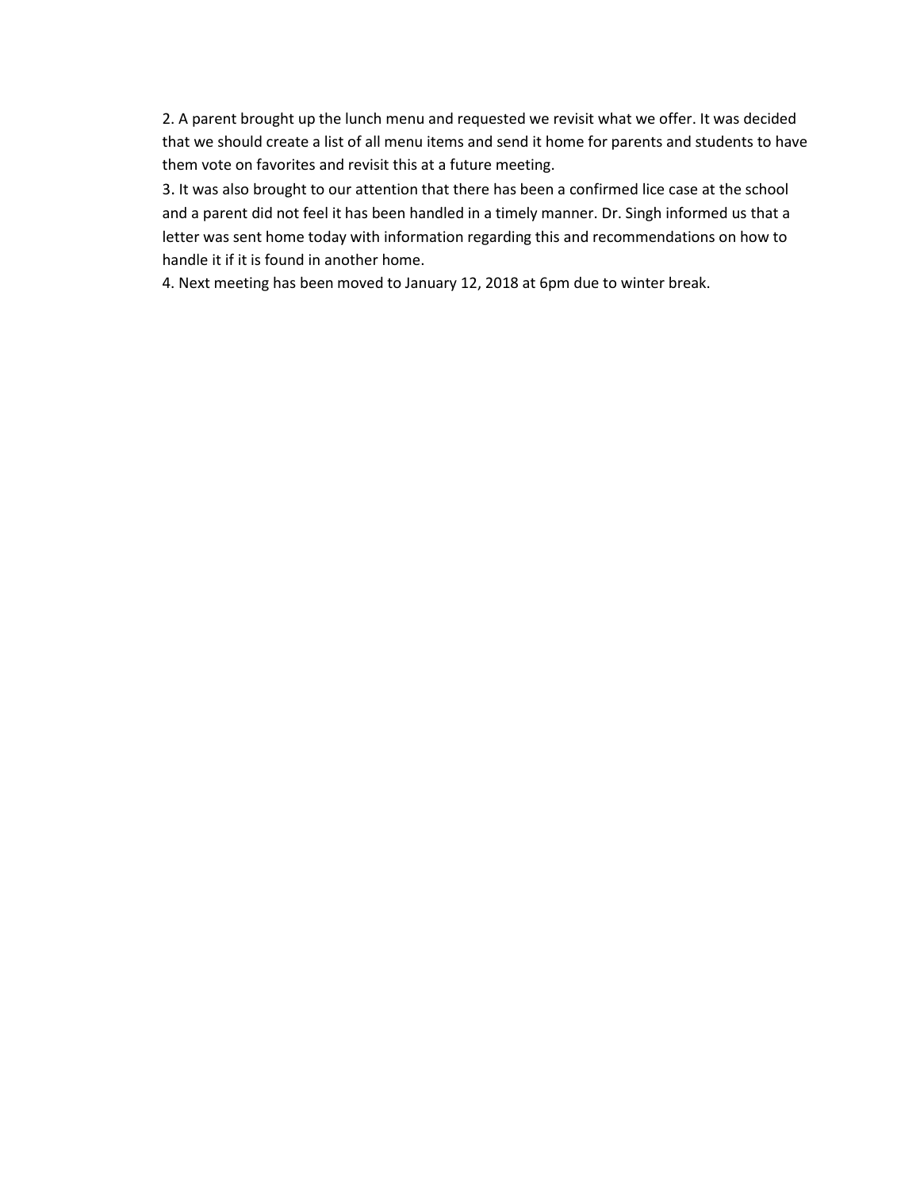2. A parent brought up the lunch menu and requested we revisit what we offer. It was decided that we should create a list of all menu items and send it home for parents and students to have them vote on favorites and revisit this at a future meeting.
3. It was also brought to our attention that there has been a confirmed lice case at the school and a parent did not feel it has been handled in a timely manner. Dr. Singh informed us that a letter was sent home today with information regarding this and recommendations on how to handle it if it is found in another home.
4. Next meeting has been moved to January 12, 2018 at 6pm due to winter break.